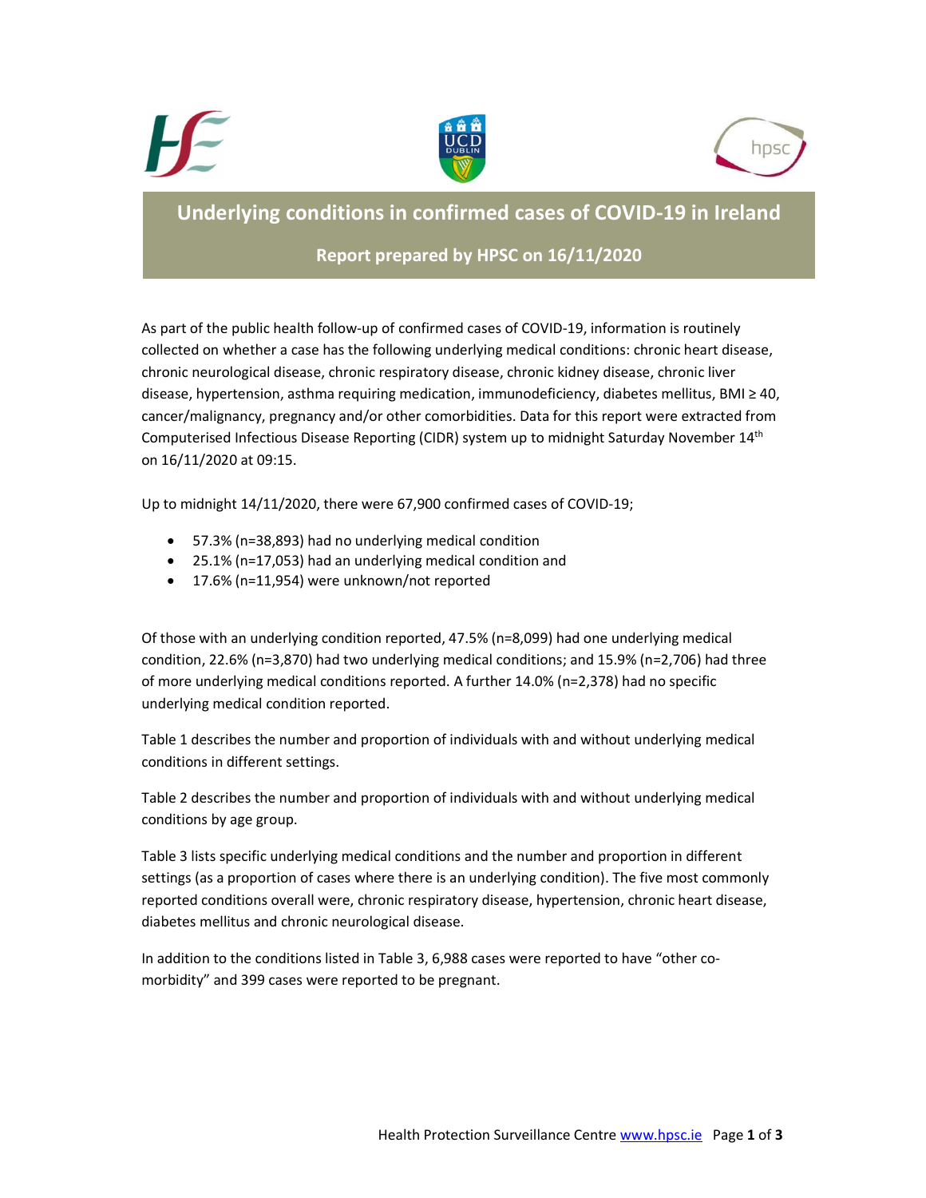# Underlying conditions in confirmed cases of COVID-19 in Ireland

## Report prepared by HPSC on 16/11/2020

As part of the public health follow-up of confirmed cases of COVID-19, information is routinely collected on whether a case has the following underlying medical conditions: chronic heart disease, chronic neurological disease, chronic respiratory disease, chronic kidney disease, chronic liver disease, hypertension, asthma requiring medication, immunodeficiency, diabetes mellitus, BMI ≥ 40, cancer/malignancy, pregnancy and/or other comorbidities. Data for this report were extracted from Computerised Infectious Disease Reporting (CIDR) system up to midnight Saturday November 14th on 16/11/2020 at 09:15.

Up to midnight 14/11/2020, there were 67,900 confirmed cases of COVID-19;

- 57.3% (n=38,893) had no underlying medical condition
- 25.1% (n=17,053) had an underlying medical condition and
- 17.6% (n=11,954) were unknown/not reported

Of those with an underlying condition reported, 47.5% (n=8,099) had one underlying medical condition, 22.6% (n=3,870) had two underlying medical conditions; and 15.9% (n=2,706) had three of more underlying medical conditions reported. A further 14.0% (n=2,378) had no specific underlying medical condition reported.

Table 1 describes the number and proportion of individuals with and without underlying medical conditions in different settings.

Table 2 describes the number and proportion of individuals with and without underlying medical conditions by age group.

Table 3 lists specific underlying medical conditions and the number and proportion in different settings (as a proportion of cases where there is an underlying condition). The five most commonly reported conditions overall were, chronic respiratory disease, hypertension, chronic heart disease, diabetes mellitus and chronic neurological disease.

In addition to the conditions listed in Table 3, 6,988 cases were reported to have "other co-morbidity" and 399 cases were reported to be pregnant.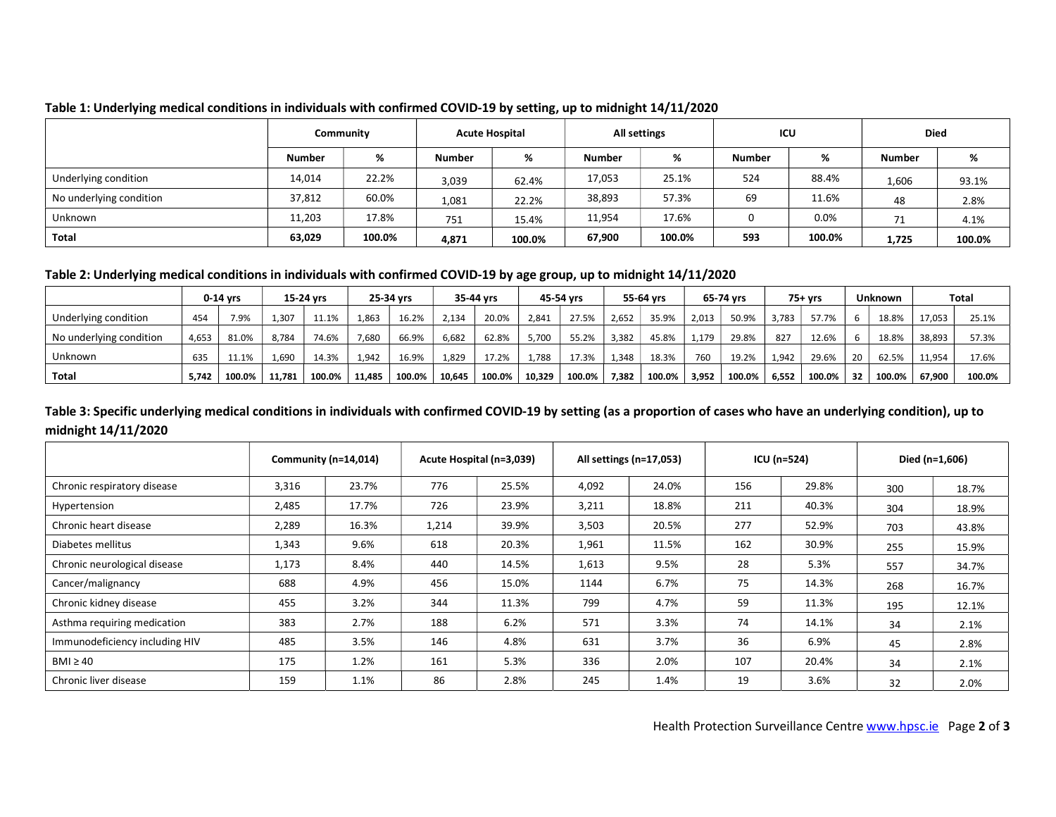**Table 1: Underlying medical conditions in individuals with confirmed COVID-19 by setting, up to midnight 14/11/2020**

| | Community | | Acute Hospital | | All settings | | ICU | | Died | |
|---|---|---|---|---|---|---|---|---|---|---|
| | **Number** | **%** | **Number** | **%** | **Number** | **%** | **Number** | **%** | **Number** | **%** |
| Underlying condition | 14,014 | 22.2% | 3,039 | 62.4% | 17,053 | 25.1% | 524 | 88.4% | 1,606 | 93.1% |
| No underlying condition | 37,812 | 60.0% | 1,081 | 22.2% | 38,893 | 57.3% | 69 | 11.6% | 48 | 2.8% |
| Unknown | 11,203 | 17.8% | 751 | 15.4% | 11,954 | 17.6% | 0 | 0.0% | 71 | 4.1% |
| **Total** | **63,029** | **100.0%** | **4,871** | **100.0%** | **67,900** | **100.0%** | **593** | **100.0%** | **1,725** | **100.0%** |

**Table 2: Underlying medical conditions in individuals with confirmed COVID-19 by age group, up to midnight 14/11/2020**

| | 0-14 yrs | | 15-24 yrs | | 25-34 yrs | | 35-44 yrs | | 45-54 yrs | | 55-64 yrs | | 65-74 yrs | | 75+ yrs | | Unknown | | Total | |
|---|---|---|---|---|---|---|---|---|---|---|---|---|---|---|---|---|---|---|---|---|
| Underlying condition | 454 | 7.9% | 1,307 | 11.1% | 1,863 | 16.2% | 2,134 | 20.0% | 2,841 | 27.5% | 2,652 | 35.9% | 2,013 | 50.9% | 3,783 | 57.7% | 6 | 18.8% | 17,053 | 25.1% |
| No underlying condition | 4,653 | 81.0% | 8,784 | 74.6% | 7,680 | 66.9% | 6,682 | 62.8% | 5,700 | 55.2% | 3,382 | 45.8% | 1,179 | 29.8% | 827 | 12.6% | 6 | 18.8% | 38,893 | 57.3% |
| Unknown | 635 | 11.1% | 1,690 | 14.3% | 1,942 | 16.9% | 1,829 | 17.2% | 1,788 | 17.3% | 1,348 | 18.3% | 760 | 19.2% | 1,942 | 29.6% | 20 | 62.5% | 11,954 | 17.6% |
| **Total** | **5,742** | **100.0%** | **11,781** | **100.0%** | **11,485** | **100.0%** | **10,645** | **100.0%** | **10,329** | **100.0%** | **7,382** | **100.0%** | **3,952** | **100.0%** | **6,552** | **100.0%** | **32** | **100.0%** | **67,900** | **100.0%** |

**Table 3: Specific underlying medical conditions in individuals with confirmed COVID-19 by setting (as a proportion of cases who have an underlying condition), up to midnight 14/11/2020**

| | Community (n=14,014) | | Acute Hospital (n=3,039) | | All settings (n=17,053) | | ICU (n=524) | | Died (n=1,606) | |
|---|---|---|---|---|---|---|---|---|---|---|
| Chronic respiratory disease | 3,316 | 23.7% | 776 | 25.5% | 4,092 | 24.0% | 156 | 29.8% | 300 | 18.7% |
| Hypertension | 2,485 | 17.7% | 726 | 23.9% | 3,211 | 18.8% | 211 | 40.3% | 304 | 18.9% |
| Chronic heart disease | 2,289 | 16.3% | 1,214 | 39.9% | 3,503 | 20.5% | 277 | 52.9% | 703 | 43.8% |
| Diabetes mellitus | 1,343 | 9.6% | 618 | 20.3% | 1,961 | 11.5% | 162 | 30.9% | 255 | 15.9% |
| Chronic neurological disease | 1,173 | 8.4% | 440 | 14.5% | 1,613 | 9.5% | 28 | 5.3% | 557 | 34.7% |
| Cancer/malignancy | 688 | 4.9% | 456 | 15.0% | 1144 | 6.7% | 75 | 14.3% | 268 | 16.7% |
| Chronic kidney disease | 455 | 3.2% | 344 | 11.3% | 799 | 4.7% | 59 | 11.3% | 195 | 12.1% |
| Asthma requiring medication | 383 | 2.7% | 188 | 6.2% | 571 | 3.3% | 74 | 14.1% | 34 | 2.1% |
| Immunodeficiency including HIV | 485 | 3.5% | 146 | 4.8% | 631 | 3.7% | 36 | 6.9% | 45 | 2.8% |
| BMI ≥ 40 | 175 | 1.2% | 161 | 5.3% | 336 | 2.0% | 107 | 20.4% | 34 | 2.1% |
| Chronic liver disease | 159 | 1.1% | 86 | 2.8% | 245 | 1.4% | 19 | 3.6% | 32 | 2.0% |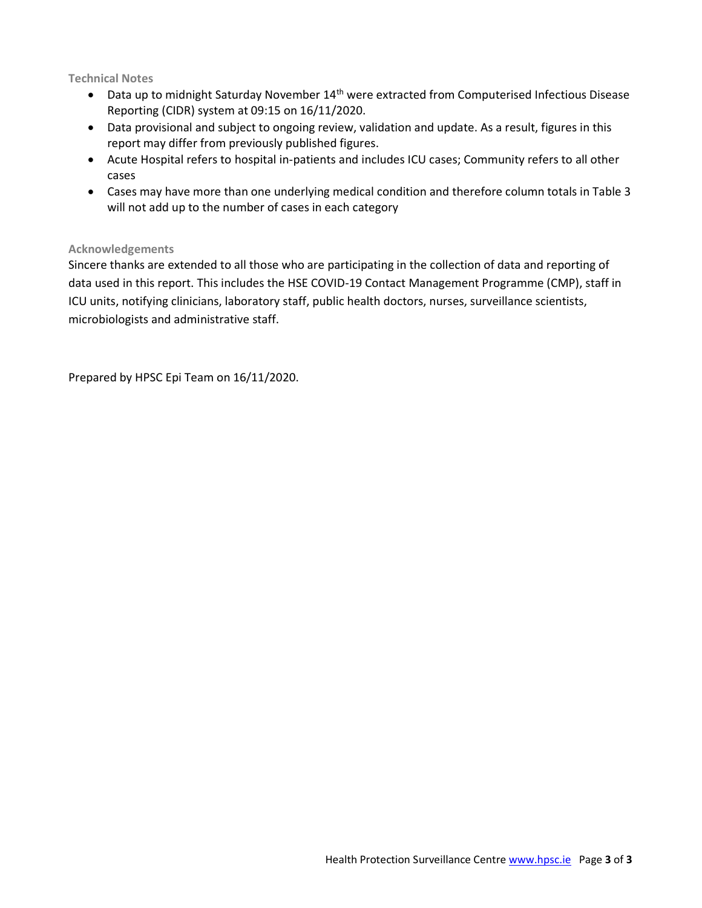### Technical Notes

- Data up to midnight Saturday November 14$^{th}$ were extracted from Computerised Infectious Disease Reporting (CIDR) system at 09:15 on 16/11/2020.
- Data provisional and subject to ongoing review, validation and update. As a result, figures in this report may differ from previously published figures.
- Acute Hospital refers to hospital in-patients and includes ICU cases; Community refers to all other cases
- Cases may have more than one underlying medical condition and therefore column totals in Table 3 will not add up to the number of cases in each category

### Acknowledgements

Sincere thanks are extended to all those who are participating in the collection of data and reporting of data used in this report. This includes the HSE COVID-19 Contact Management Programme (CMP), staff in ICU units, notifying clinicians, laboratory staff, public health doctors, nurses, surveillance scientists, microbiologists and administrative staff.

Prepared by HPSC Epi Team on 16/11/2020.